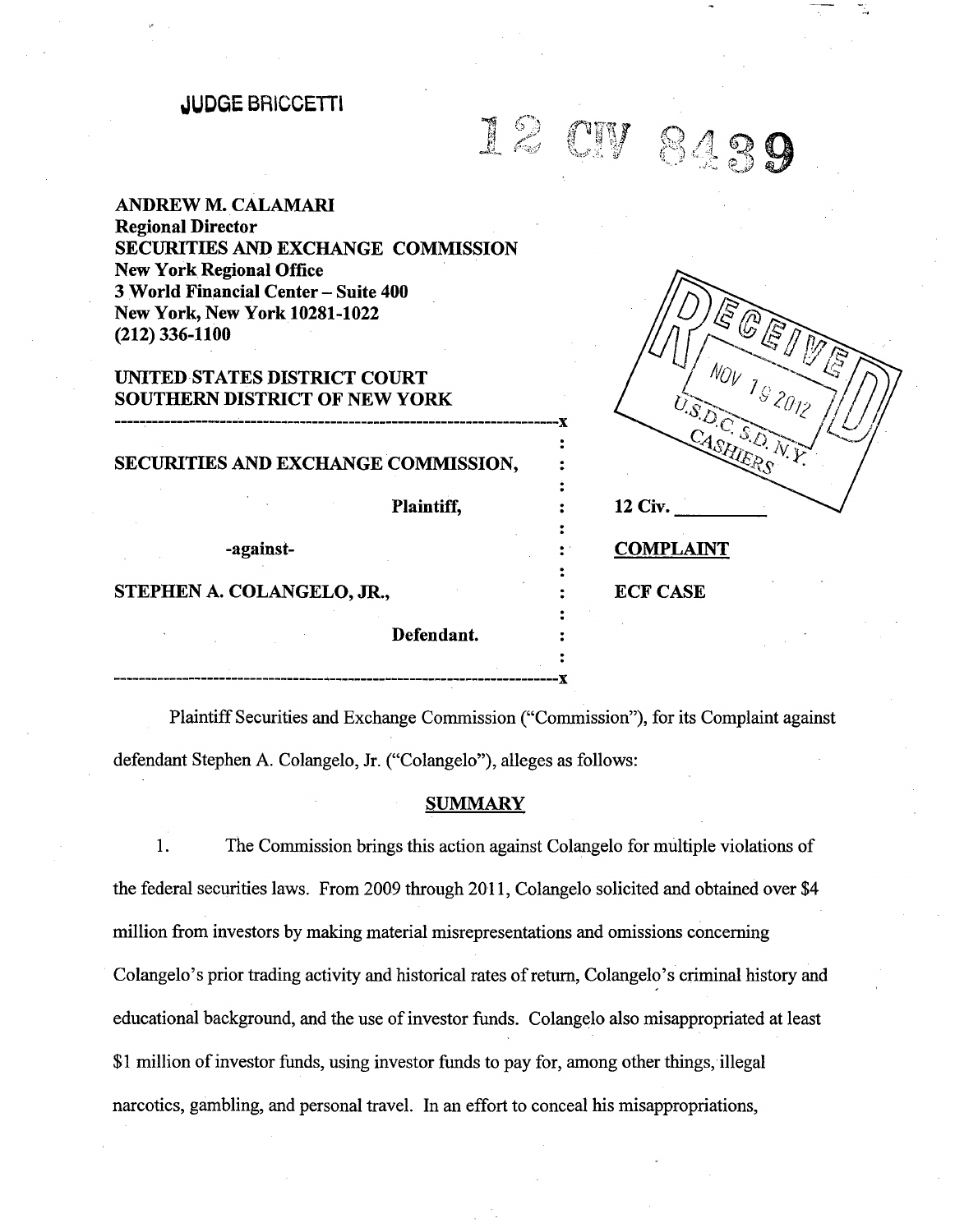JUDGE BRICCETTI

12 CIV 8439

**ANDREW M. CALAMARI**
**Regional Director**
**SECURITIES AND EXCHANGE COMMISSION**
**New York Regional Office**
**3 World Financial Center – Suite 400**
**New York, New York 10281-1022**
**(212) 336-1100**

RECEIVED NOV 19 2012 U.S.D.C. S.D. N.Y. CASHIERS

**UNITED STATES DISTRICT COURT**
**SOUTHERN DISTRICT OF NEW YORK**

---

**SECURITIES AND EXCHANGE COMMISSION,**

**Plaintiff,**

**-against-**

**STEPHEN A. COLANGELO, JR.,**

**Defendant.**

---

**12 Civ. \_\_\_\_\_\_\_\_**

**COMPLAINT**

**ECF CASE**

Plaintiff Securities and Exchange Commission ("Commission"), for its Complaint against defendant Stephen A. Colangelo, Jr. ("Colangelo"), alleges as follows:

## SUMMARY

1. The Commission brings this action against Colangelo for multiple violations of the federal securities laws. From 2009 through 2011, Colangelo solicited and obtained over $4 million from investors by making material misrepresentations and omissions concerning Colangelo's prior trading activity and historical rates of return, Colangelo's criminal history and educational background, and the use of investor funds. Colangelo also misappropriated at least $1 million of investor funds, using investor funds to pay for, among other things, illegal narcotics, gambling, and personal travel. In an effort to conceal his misappropriations,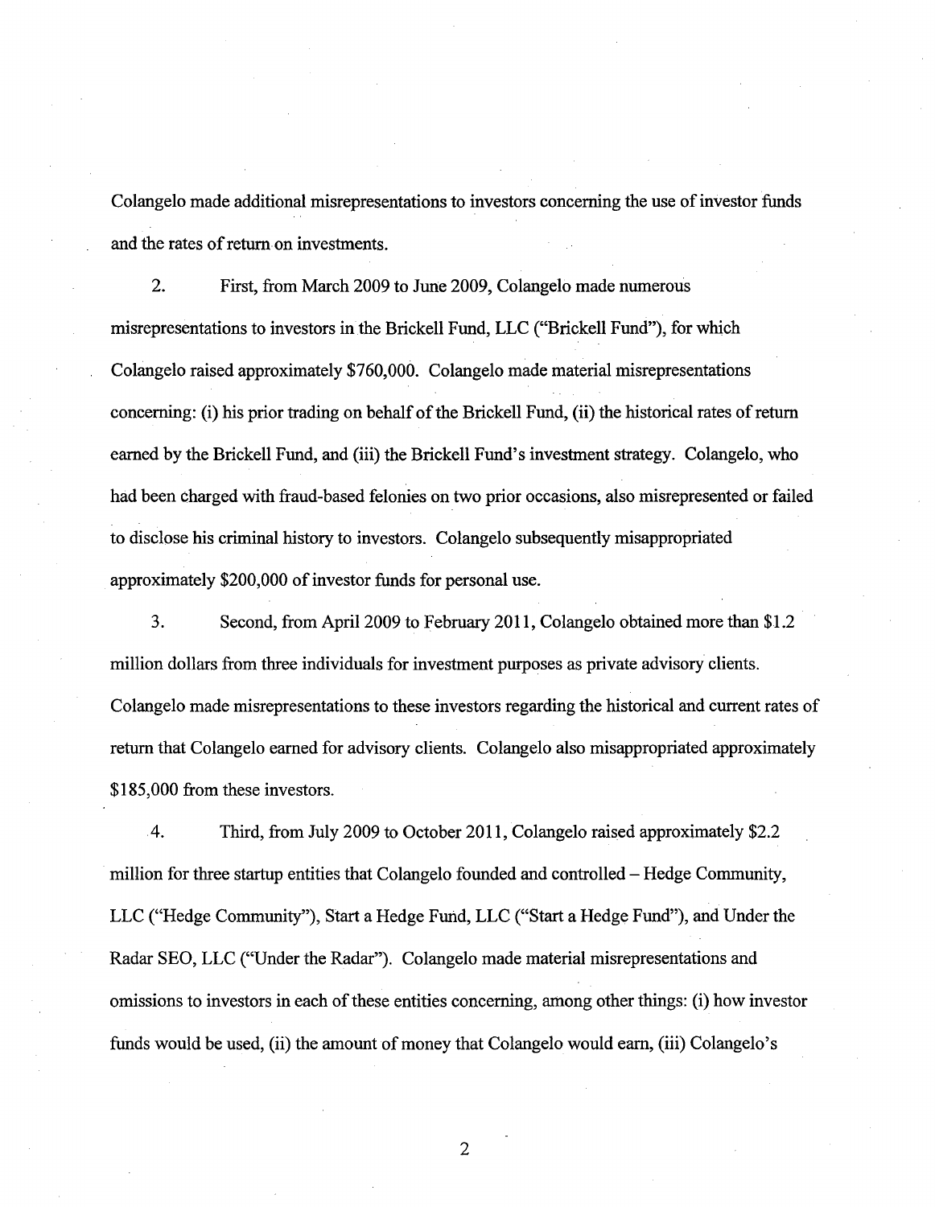Colangelo made additional misrepresentations to investors concerning the use of investor funds and the rates of return on investments.

2. First, from March 2009 to June 2009, Colangelo made numerous misrepresentations to investors in the Brickell Fund, LLC ("Brickell Fund"), for which Colangelo raised approximately $760,000. Colangelo made material misrepresentations concerning: (i) his prior trading on behalf of the Brickell Fund, (ii) the historical rates of return earned by the Brickell Fund, and (iii) the Brickell Fund's investment strategy. Colangelo, who had been charged with fraud-based felonies on two prior occasions, also misrepresented or failed to disclose his criminal history to investors. Colangelo subsequently misappropriated approximately $200,000 of investor funds for personal use.

3. Second, from April 2009 to February 2011, Colangelo obtained more than $1.2 million dollars from three individuals for investment purposes as private advisory clients. Colangelo made misrepresentations to these investors regarding the historical and current rates of return that Colangelo earned for advisory clients. Colangelo also misappropriated approximately $185,000 from these investors.

4. Third, from July 2009 to October 2011, Colangelo raised approximately $2.2 million for three startup entities that Colangelo founded and controlled – Hedge Community, LLC ("Hedge Community"), Start a Hedge Fund, LLC ("Start a Hedge Fund"), and Under the Radar SEO, LLC ("Under the Radar"). Colangelo made material misrepresentations and omissions to investors in each of these entities concerning, among other things: (i) how investor funds would be used, (ii) the amount of money that Colangelo would earn, (iii) Colangelo's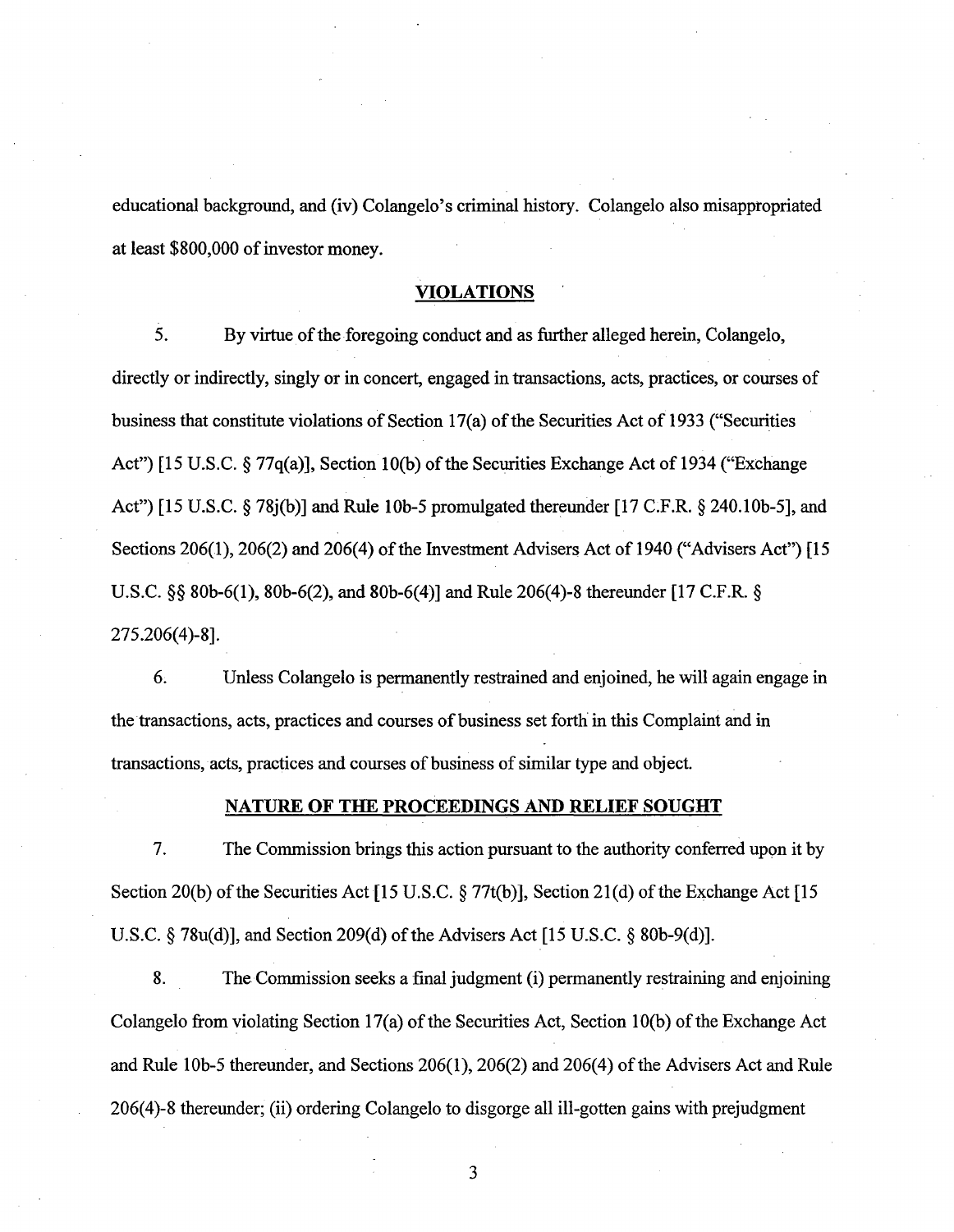educational background, and (iv) Colangelo's criminal history. Colangelo also misappropriated at least $800,000 of investor money.

## VIOLATIONS

5. By virtue of the foregoing conduct and as further alleged herein, Colangelo, directly or indirectly, singly or in concert, engaged in transactions, acts, practices, or courses of business that constitute violations of Section 17(a) of the Securities Act of 1933 ("Securities Act") [15 U.S.C. § 77q(a)], Section 10(b) of the Securities Exchange Act of 1934 ("Exchange Act") [15 U.S.C. § 78j(b)] and Rule 10b-5 promulgated thereunder [17 C.F.R. § 240.10b-5], and Sections 206(1), 206(2) and 206(4) of the Investment Advisers Act of 1940 ("Advisers Act") [15 U.S.C. §§ 80b-6(1), 80b-6(2), and 80b-6(4)] and Rule 206(4)-8 thereunder [17 C.F.R. § 275.206(4)-8].

6. Unless Colangelo is permanently restrained and enjoined, he will again engage in the transactions, acts, practices and courses of business set forth in this Complaint and in transactions, acts, practices and courses of business of similar type and object.

## NATURE OF THE PROCEEDINGS AND RELIEF SOUGHT

7. The Commission brings this action pursuant to the authority conferred upon it by Section 20(b) of the Securities Act [15 U.S.C. § 77t(b)], Section 21(d) of the Exchange Act [15 U.S.C. § 78u(d)], and Section 209(d) of the Advisers Act [15 U.S.C. § 80b-9(d)].

8. The Commission seeks a final judgment (i) permanently restraining and enjoining Colangelo from violating Section 17(a) of the Securities Act, Section 10(b) of the Exchange Act and Rule 10b-5 thereunder, and Sections 206(1), 206(2) and 206(4) of the Advisers Act and Rule 206(4)-8 thereunder; (ii) ordering Colangelo to disgorge all ill-gotten gains with prejudgment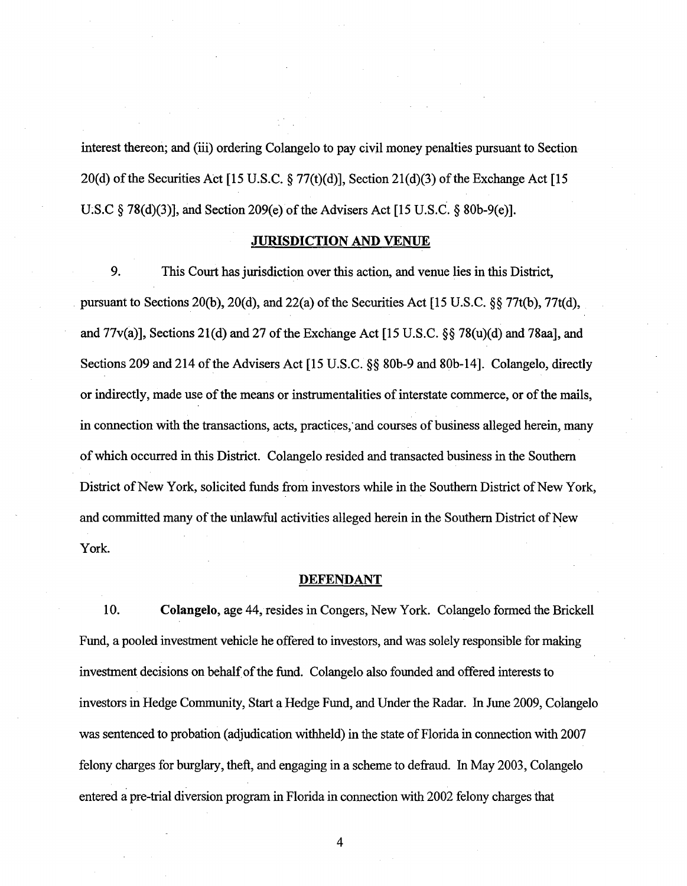interest thereon; and (iii) ordering Colangelo to pay civil money penalties pursuant to Section 20(d) of the Securities Act [15 U.S.C. § 77(t)(d)], Section 21(d)(3) of the Exchange Act [15 U.S.C § 78(d)(3)], and Section 209(e) of the Advisers Act [15 U.S.C. § 80b-9(e)].

## JURISDICTION AND VENUE

9. This Court has jurisdiction over this action, and venue lies in this District, pursuant to Sections 20(b), 20(d), and 22(a) of the Securities Act [15 U.S.C. §§ 77t(b), 77t(d), and 77v(a)], Sections 21(d) and 27 of the Exchange Act [15 U.S.C. §§ 78(u)(d) and 78aa], and Sections 209 and 214 of the Advisers Act [15 U.S.C. §§ 80b-9 and 80b-14]. Colangelo, directly or indirectly, made use of the means or instrumentalities of interstate commerce, or of the mails, in connection with the transactions, acts, practices, and courses of business alleged herein, many of which occurred in this District. Colangelo resided and transacted business in the Southern District of New York, solicited funds from investors while in the Southern District of New York, and committed many of the unlawful activities alleged herein in the Southern District of New York.

## DEFENDANT

10. **Colangelo**, age 44, resides in Congers, New York. Colangelo formed the Brickell Fund, a pooled investment vehicle he offered to investors, and was solely responsible for making investment decisions on behalf of the fund. Colangelo also founded and offered interests to investors in Hedge Community, Start a Hedge Fund, and Under the Radar. In June 2009, Colangelo was sentenced to probation (adjudication withheld) in the state of Florida in connection with 2007 felony charges for burglary, theft, and engaging in a scheme to defraud. In May 2003, Colangelo entered a pre-trial diversion program in Florida in connection with 2002 felony charges that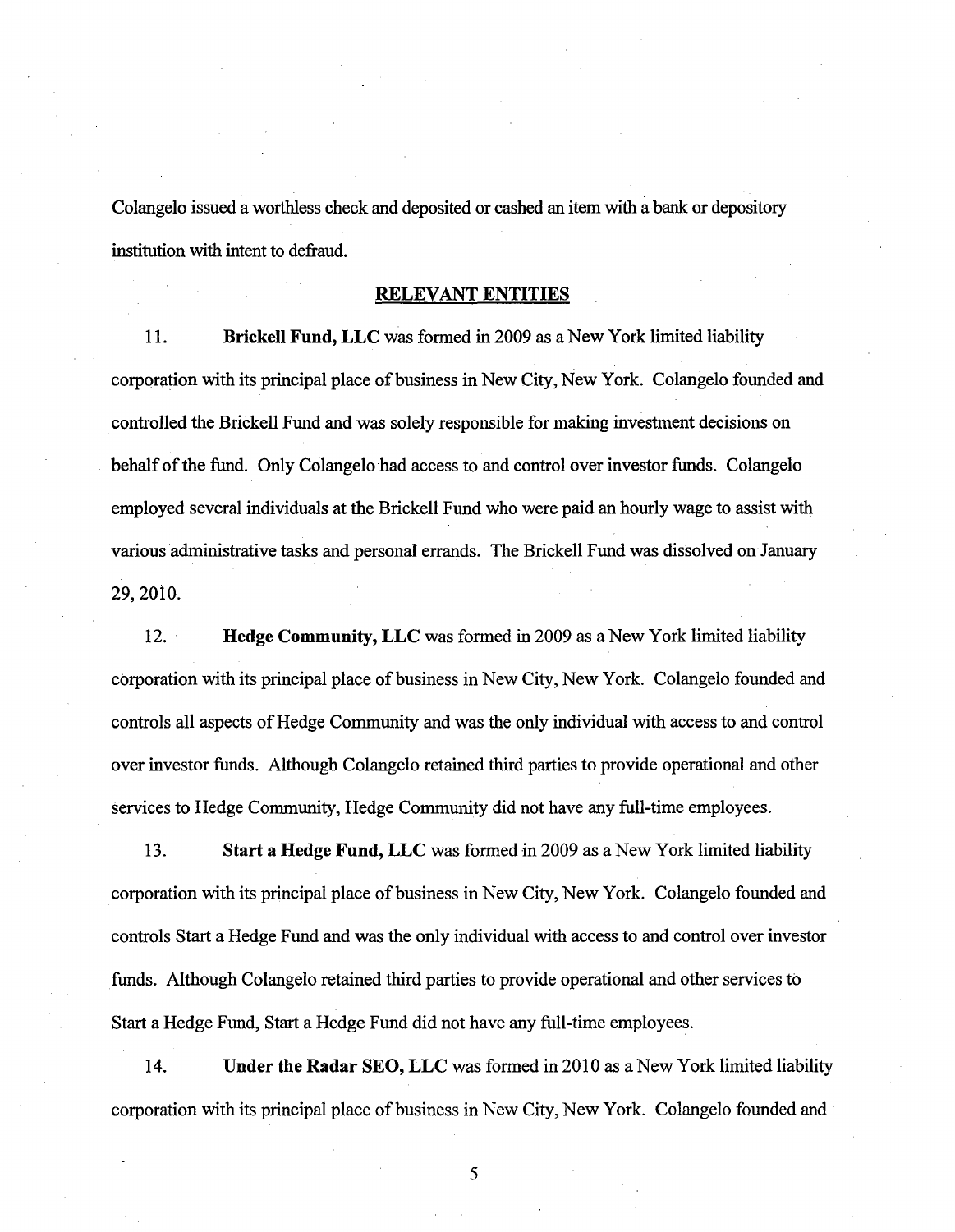Colangelo issued a worthless check and deposited or cashed an item with a bank or depository institution with intent to defraud.

## RELEVANT ENTITIES

11. **Brickell Fund, LLC** was formed in 2009 as a New York limited liability corporation with its principal place of business in New City, New York. Colangelo founded and controlled the Brickell Fund and was solely responsible for making investment decisions on behalf of the fund. Only Colangelo had access to and control over investor funds. Colangelo employed several individuals at the Brickell Fund who were paid an hourly wage to assist with various administrative tasks and personal errands. The Brickell Fund was dissolved on January 29, 2010.

12. **Hedge Community, LLC** was formed in 2009 as a New York limited liability corporation with its principal place of business in New City, New York. Colangelo founded and controls all aspects of Hedge Community and was the only individual with access to and control over investor funds. Although Colangelo retained third parties to provide operational and other services to Hedge Community, Hedge Community did not have any full-time employees.

13. **Start a Hedge Fund, LLC** was formed in 2009 as a New York limited liability corporation with its principal place of business in New City, New York. Colangelo founded and controls Start a Hedge Fund and was the only individual with access to and control over investor funds. Although Colangelo retained third parties to provide operational and other services to Start a Hedge Fund, Start a Hedge Fund did not have any full-time employees.

14. **Under the Radar SEO, LLC** was formed in 2010 as a New York limited liability corporation with its principal place of business in New City, New York. Colangelo founded and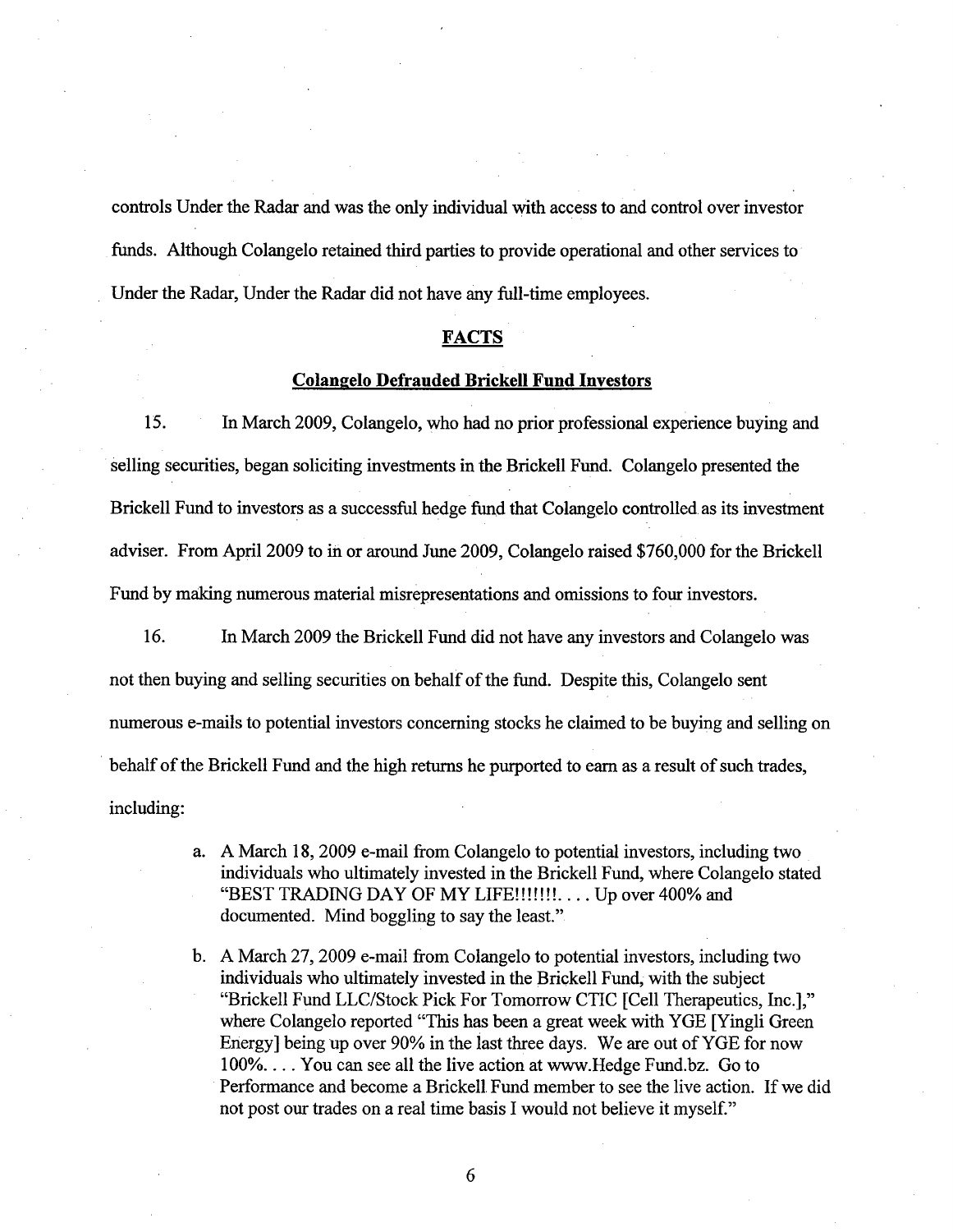controls Under the Radar and was the only individual with access to and control over investor funds. Although Colangelo retained third parties to provide operational and other services to Under the Radar, Under the Radar did not have any full-time employees.

## FACTS

### Colangelo Defrauded Brickell Fund Investors

15. In March 2009, Colangelo, who had no prior professional experience buying and selling securities, began soliciting investments in the Brickell Fund. Colangelo presented the Brickell Fund to investors as a successful hedge fund that Colangelo controlled as its investment adviser. From April 2009 to in or around June 2009, Colangelo raised $760,000 for the Brickell Fund by making numerous material misrepresentations and omissions to four investors.

16. In March 2009 the Brickell Fund did not have any investors and Colangelo was not then buying and selling securities on behalf of the fund. Despite this, Colangelo sent numerous e-mails to potential investors concerning stocks he claimed to be buying and selling on behalf of the Brickell Fund and the high returns he purported to earn as a result of such trades, including:

a. A March 18, 2009 e-mail from Colangelo to potential investors, including two individuals who ultimately invested in the Brickell Fund, where Colangelo stated "BEST TRADING DAY OF MY LIFE!!!!!!!. . . . Up over 400% and documented. Mind boggling to say the least."

b. A March 27, 2009 e-mail from Colangelo to potential investors, including two individuals who ultimately invested in the Brickell Fund, with the subject "Brickell Fund LLC/Stock Pick For Tomorrow CTIC [Cell Therapeutics, Inc.]," where Colangelo reported "This has been a great week with YGE [Yingli Green Energy] being up over 90% in the last three days. We are out of YGE for now 100%. . . . You can see all the live action at www.Hedge Fund.bz. Go to Performance and become a Brickell Fund member to see the live action. If we did not post our trades on a real time basis I would not believe it myself."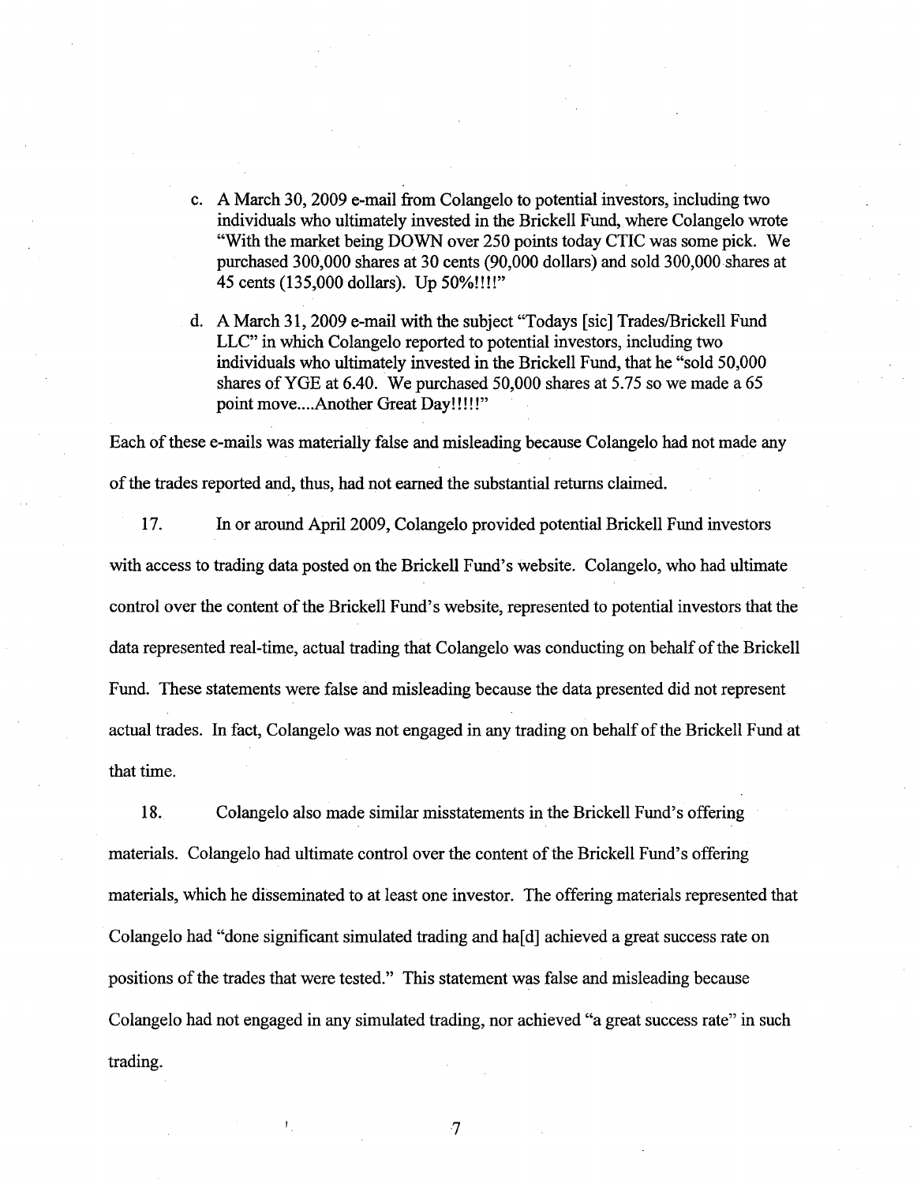c. A March 30, 2009 e-mail from Colangelo to potential investors, including two individuals who ultimately invested in the Brickell Fund, where Colangelo wrote "With the market being DOWN over 250 points today CTIC was some pick. We purchased 300,000 shares at 30 cents (90,000 dollars) and sold 300,000 shares at 45 cents (135,000 dollars). Up 50%!!!!"

d. A March 31, 2009 e-mail with the subject "Todays [sic] Trades/Brickell Fund LLC" in which Colangelo reported to potential investors, including two individuals who ultimately invested in the Brickell Fund, that he "sold 50,000 shares of YGE at 6.40. We purchased 50,000 shares at 5.75 so we made a 65 point move....Another Great Day!!!!!"

Each of these e-mails was materially false and misleading because Colangelo had not made any of the trades reported and, thus, had not earned the substantial returns claimed.

17. In or around April 2009, Colangelo provided potential Brickell Fund investors with access to trading data posted on the Brickell Fund's website. Colangelo, who had ultimate control over the content of the Brickell Fund's website, represented to potential investors that the data represented real-time, actual trading that Colangelo was conducting on behalf of the Brickell Fund. These statements were false and misleading because the data presented did not represent actual trades. In fact, Colangelo was not engaged in any trading on behalf of the Brickell Fund at that time.

18. Colangelo also made similar misstatements in the Brickell Fund's offering materials. Colangelo had ultimate control over the content of the Brickell Fund's offering materials, which he disseminated to at least one investor. The offering materials represented that Colangelo had "done significant simulated trading and ha[d] achieved a great success rate on positions of the trades that were tested." This statement was false and misleading because Colangelo had not engaged in any simulated trading, nor achieved "a great success rate" in such trading.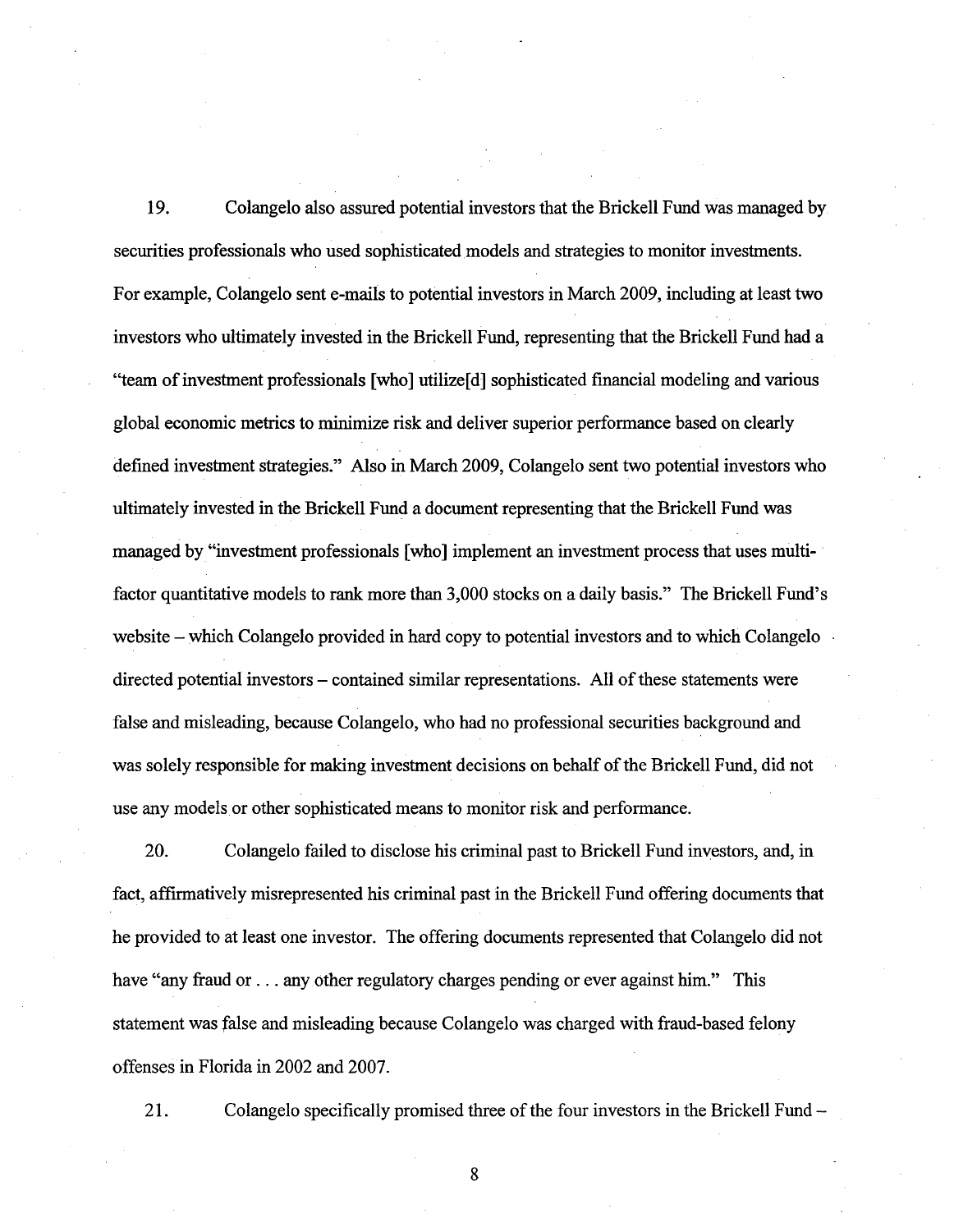19. Colangelo also assured potential investors that the Brickell Fund was managed by securities professionals who used sophisticated models and strategies to monitor investments. For example, Colangelo sent e-mails to potential investors in March 2009, including at least two investors who ultimately invested in the Brickell Fund, representing that the Brickell Fund had a "team of investment professionals [who] utilize[d] sophisticated financial modeling and various global economic metrics to minimize risk and deliver superior performance based on clearly defined investment strategies." Also in March 2009, Colangelo sent two potential investors who ultimately invested in the Brickell Fund a document representing that the Brickell Fund was managed by "investment professionals [who] implement an investment process that uses multi-factor quantitative models to rank more than 3,000 stocks on a daily basis." The Brickell Fund's website – which Colangelo provided in hard copy to potential investors and to which Colangelo directed potential investors – contained similar representations. All of these statements were false and misleading, because Colangelo, who had no professional securities background and was solely responsible for making investment decisions on behalf of the Brickell Fund, did not use any models or other sophisticated means to monitor risk and performance.

20. Colangelo failed to disclose his criminal past to Brickell Fund investors, and, in fact, affirmatively misrepresented his criminal past in the Brickell Fund offering documents that he provided to at least one investor. The offering documents represented that Colangelo did not have "any fraud or . . . any other regulatory charges pending or ever against him." This statement was false and misleading because Colangelo was charged with fraud-based felony offenses in Florida in 2002 and 2007.

21. Colangelo specifically promised three of the four investors in the Brickell Fund –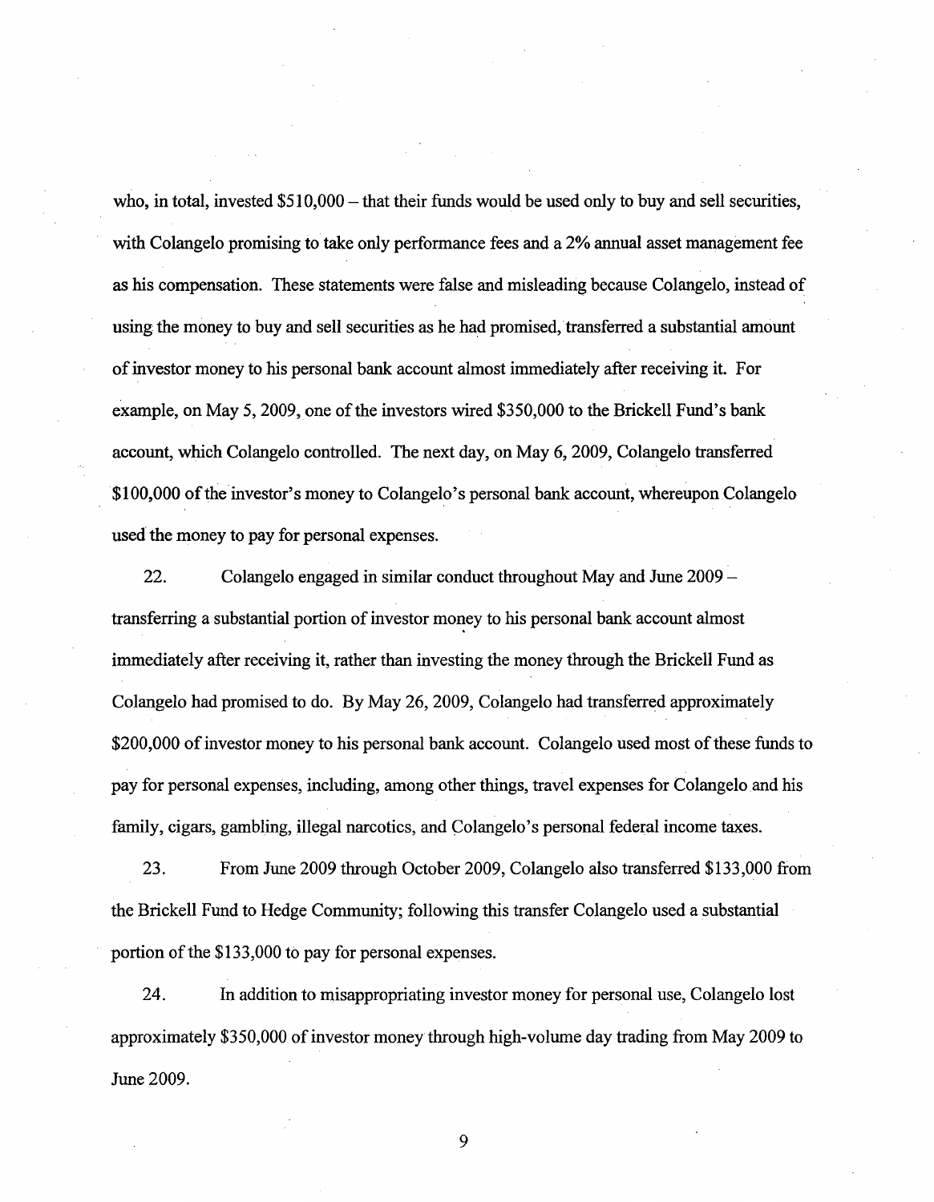who, in total, invested $510,000 – that their funds would be used only to buy and sell securities, with Colangelo promising to take only performance fees and a 2% annual asset management fee as his compensation. These statements were false and misleading because Colangelo, instead of using the money to buy and sell securities as he had promised, transferred a substantial amount of investor money to his personal bank account almost immediately after receiving it. For example, on May 5, 2009, one of the investors wired $350,000 to the Brickell Fund's bank account, which Colangelo controlled. The next day, on May 6, 2009, Colangelo transferred $100,000 of the investor's money to Colangelo's personal bank account, whereupon Colangelo used the money to pay for personal expenses.

22. Colangelo engaged in similar conduct throughout May and June 2009 – transferring a substantial portion of investor money to his personal bank account almost immediately after receiving it, rather than investing the money through the Brickell Fund as Colangelo had promised to do. By May 26, 2009, Colangelo had transferred approximately $200,000 of investor money to his personal bank account. Colangelo used most of these funds to pay for personal expenses, including, among other things, travel expenses for Colangelo and his family, cigars, gambling, illegal narcotics, and Colangelo's personal federal income taxes.

23. From June 2009 through October 2009, Colangelo also transferred $133,000 from the Brickell Fund to Hedge Community; following this transfer Colangelo used a substantial portion of the $133,000 to pay for personal expenses.

24. In addition to misappropriating investor money for personal use, Colangelo lost approximately $350,000 of investor money through high-volume day trading from May 2009 to June 2009.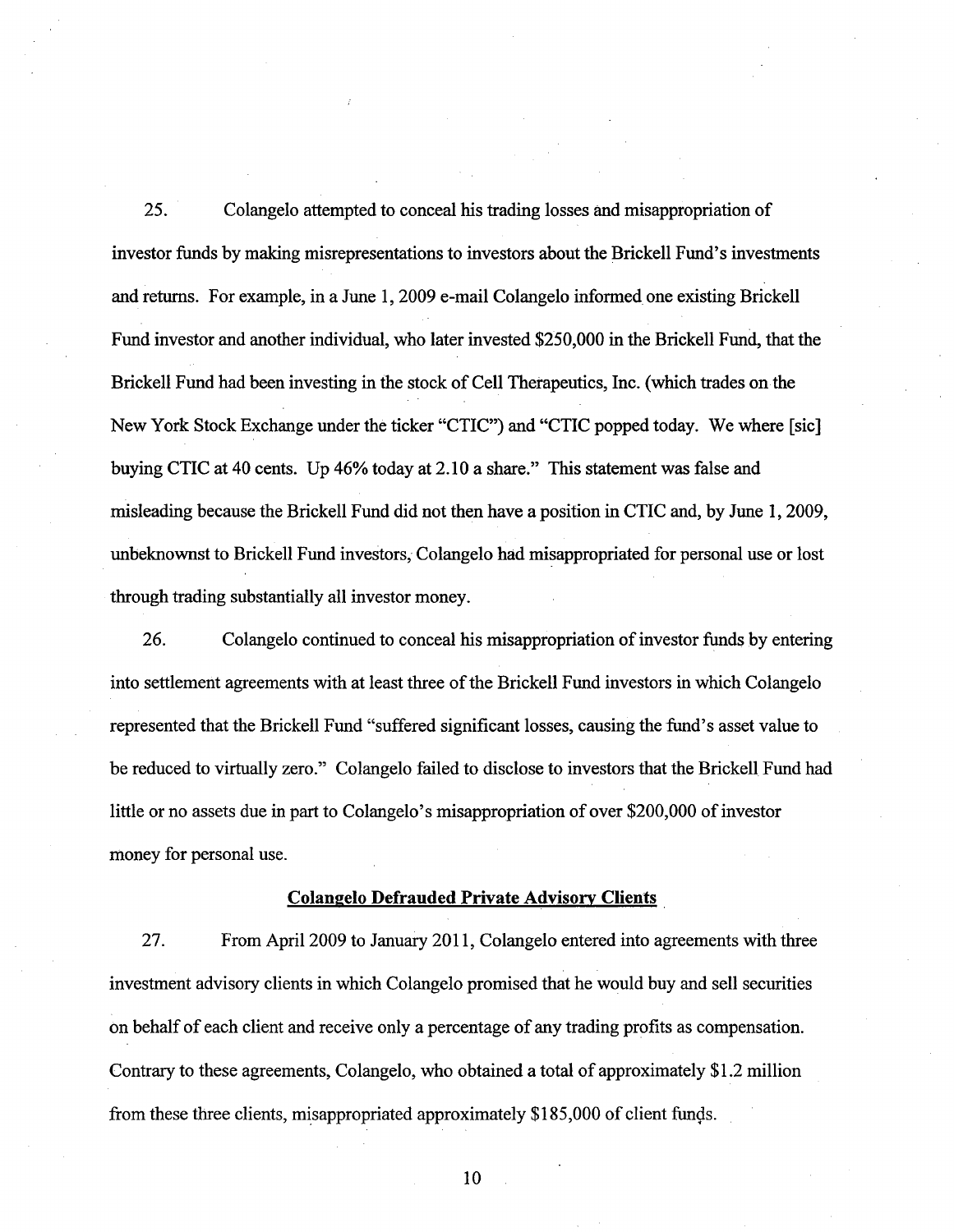25. Colangelo attempted to conceal his trading losses and misappropriation of investor funds by making misrepresentations to investors about the Brickell Fund's investments and returns. For example, in a June 1, 2009 e-mail Colangelo informed one existing Brickell Fund investor and another individual, who later invested $250,000 in the Brickell Fund, that the Brickell Fund had been investing in the stock of Cell Therapeutics, Inc. (which trades on the New York Stock Exchange under the ticker "CTIC") and "CTIC popped today. We where [sic] buying CTIC at 40 cents. Up 46% today at 2.10 a share." This statement was false and misleading because the Brickell Fund did not then have a position in CTIC and, by June 1, 2009, unbeknownst to Brickell Fund investors, Colangelo had misappropriated for personal use or lost through trading substantially all investor money.

26. Colangelo continued to conceal his misappropriation of investor funds by entering into settlement agreements with at least three of the Brickell Fund investors in which Colangelo represented that the Brickell Fund "suffered significant losses, causing the fund's asset value to be reduced to virtually zero." Colangelo failed to disclose to investors that the Brickell Fund had little or no assets due in part to Colangelo's misappropriation of over $200,000 of investor money for personal use.

## Colangelo Defrauded Private Advisory Clients

27. From April 2009 to January 2011, Colangelo entered into agreements with three investment advisory clients in which Colangelo promised that he would buy and sell securities on behalf of each client and receive only a percentage of any trading profits as compensation. Contrary to these agreements, Colangelo, who obtained a total of approximately $1.2 million from these three clients, misappropriated approximately $185,000 of client funds.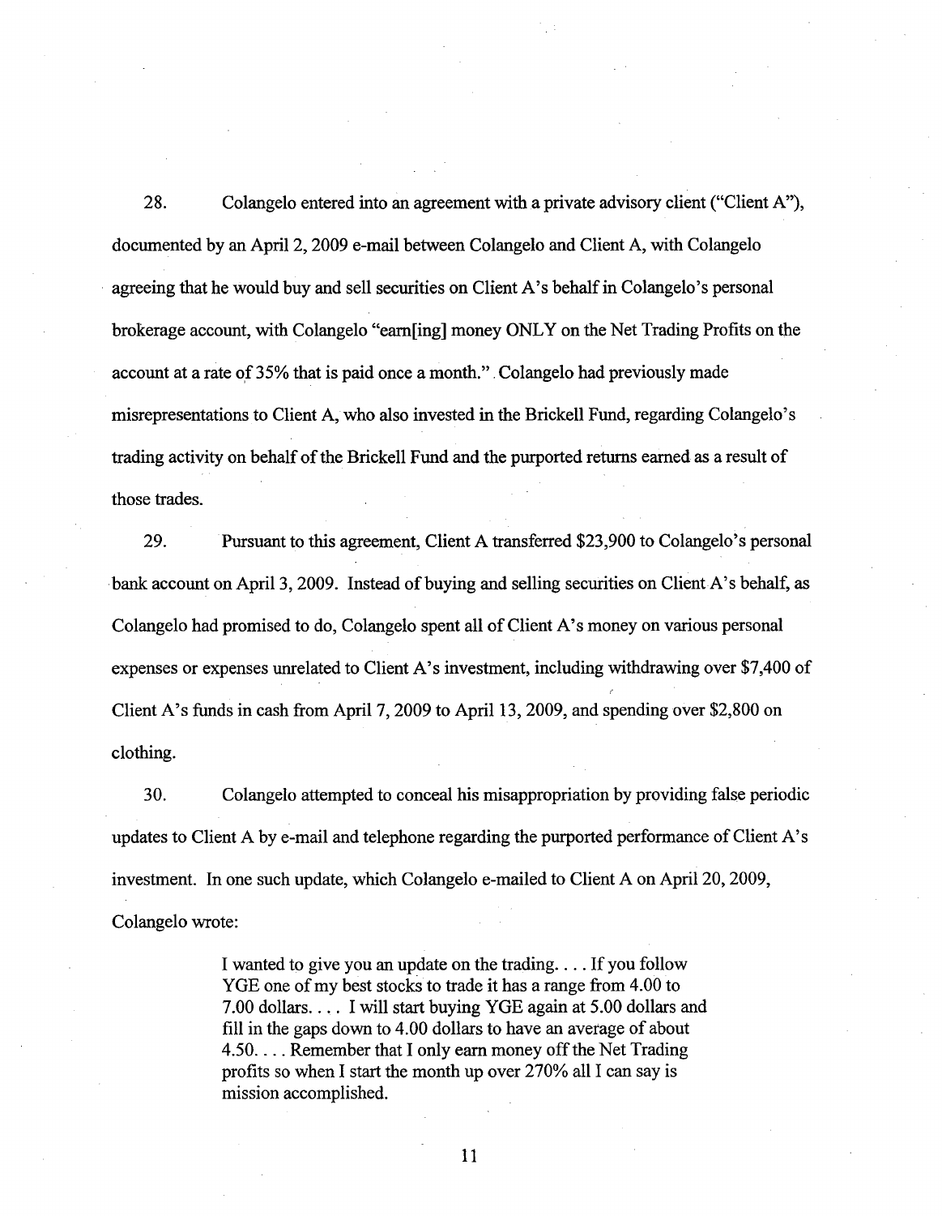28. Colangelo entered into an agreement with a private advisory client ("Client A"), documented by an April 2, 2009 e-mail between Colangelo and Client A, with Colangelo agreeing that he would buy and sell securities on Client A's behalf in Colangelo's personal brokerage account, with Colangelo "earn[ing] money ONLY on the Net Trading Profits on the account at a rate of 35% that is paid once a month." Colangelo had previously made misrepresentations to Client A, who also invested in the Brickell Fund, regarding Colangelo's trading activity on behalf of the Brickell Fund and the purported returns earned as a result of those trades.

29. Pursuant to this agreement, Client A transferred $23,900 to Colangelo's personal bank account on April 3, 2009. Instead of buying and selling securities on Client A's behalf, as Colangelo had promised to do, Colangelo spent all of Client A's money on various personal expenses or expenses unrelated to Client A's investment, including withdrawing over $7,400 of Client A's funds in cash from April 7, 2009 to April 13, 2009, and spending over $2,800 on clothing.

30. Colangelo attempted to conceal his misappropriation by providing false periodic updates to Client A by e-mail and telephone regarding the purported performance of Client A's investment. In one such update, which Colangelo e-mailed to Client A on April 20, 2009, Colangelo wrote:

> I wanted to give you an update on the trading. . . . If you follow YGE one of my best stocks to trade it has a range from 4.00 to 7.00 dollars. . . . I will start buying YGE again at 5.00 dollars and fill in the gaps down to 4.00 dollars to have an average of about 4.50. . . . Remember that I only earn money off the Net Trading profits so when I start the month up over 270% all I can say is mission accomplished.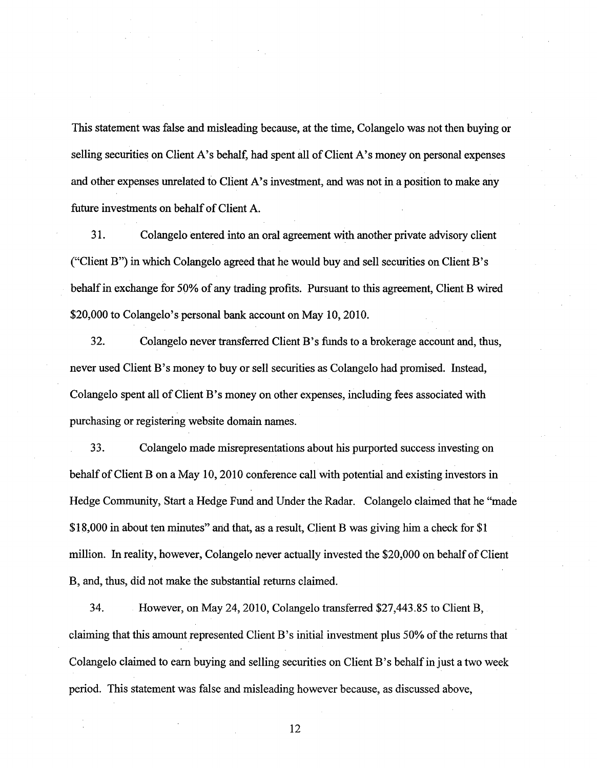This statement was false and misleading because, at the time, Colangelo was not then buying or selling securities on Client A's behalf, had spent all of Client A's money on personal expenses and other expenses unrelated to Client A's investment, and was not in a position to make any future investments on behalf of Client A.

31. Colangelo entered into an oral agreement with another private advisory client ("Client B") in which Colangelo agreed that he would buy and sell securities on Client B's behalf in exchange for 50% of any trading profits. Pursuant to this agreement, Client B wired $20,000 to Colangelo's personal bank account on May 10, 2010.

32. Colangelo never transferred Client B's funds to a brokerage account and, thus, never used Client B's money to buy or sell securities as Colangelo had promised. Instead, Colangelo spent all of Client B's money on other expenses, including fees associated with purchasing or registering website domain names.

33. Colangelo made misrepresentations about his purported success investing on behalf of Client B on a May 10, 2010 conference call with potential and existing investors in Hedge Community, Start a Hedge Fund and Under the Radar. Colangelo claimed that he "made $18,000 in about ten minutes" and that, as a result, Client B was giving him a check for $1 million. In reality, however, Colangelo never actually invested the $20,000 on behalf of Client B, and, thus, did not make the substantial returns claimed.

34. However, on May 24, 2010, Colangelo transferred $27,443.85 to Client B, claiming that this amount represented Client B's initial investment plus 50% of the returns that Colangelo claimed to earn buying and selling securities on Client B's behalf in just a two week period. This statement was false and misleading however because, as discussed above,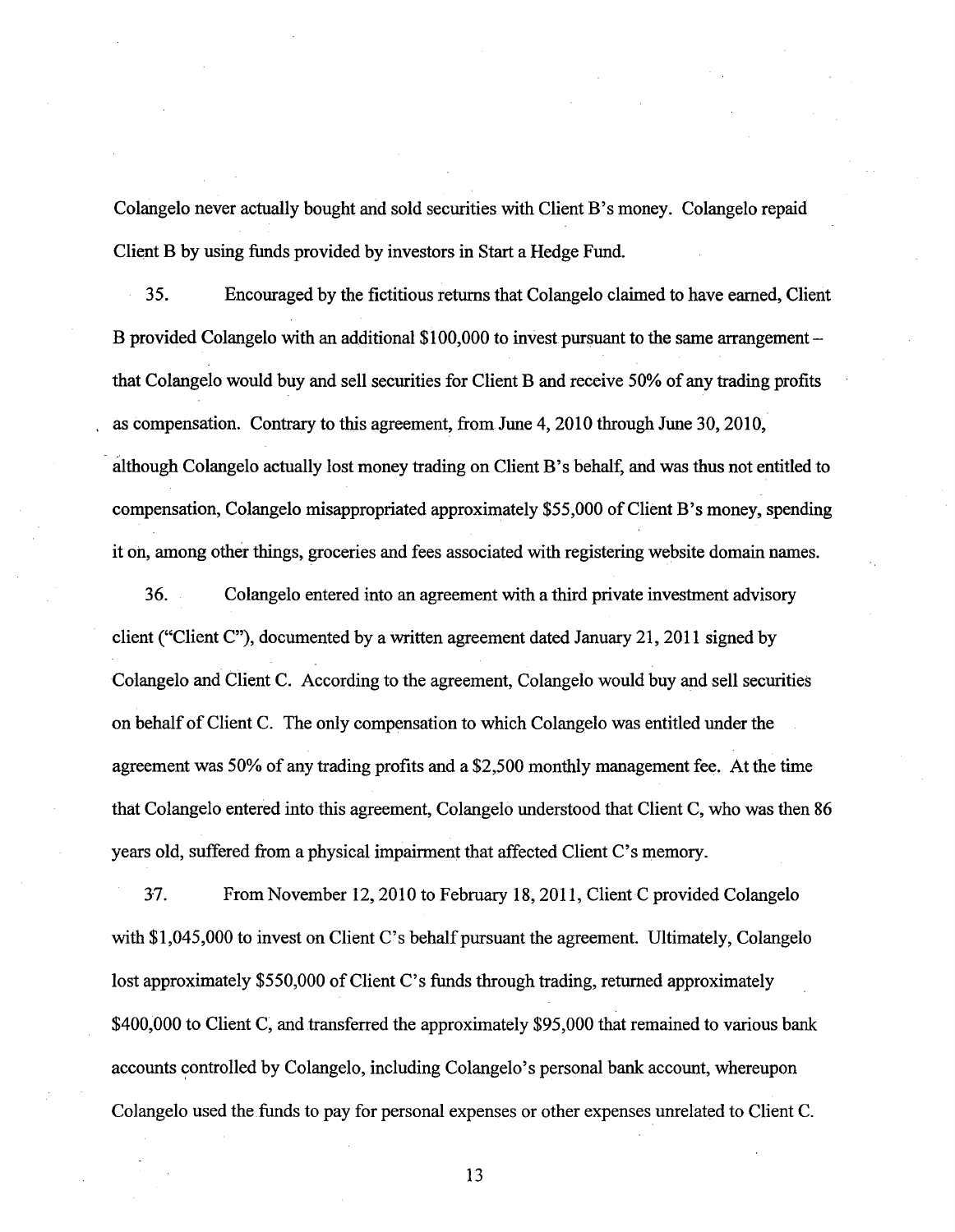Colangelo never actually bought and sold securities with Client B's money. Colangelo repaid Client B by using funds provided by investors in Start a Hedge Fund.

35. Encouraged by the fictitious returns that Colangelo claimed to have earned, Client B provided Colangelo with an additional $100,000 to invest pursuant to the same arrangement – that Colangelo would buy and sell securities for Client B and receive 50% of any trading profits as compensation. Contrary to this agreement, from June 4, 2010 through June 30, 2010, although Colangelo actually lost money trading on Client B's behalf, and was thus not entitled to compensation, Colangelo misappropriated approximately $55,000 of Client B's money, spending it on, among other things, groceries and fees associated with registering website domain names.

36. Colangelo entered into an agreement with a third private investment advisory client ("Client C"), documented by a written agreement dated January 21, 2011 signed by Colangelo and Client C. According to the agreement, Colangelo would buy and sell securities on behalf of Client C. The only compensation to which Colangelo was entitled under the agreement was 50% of any trading profits and a $2,500 monthly management fee. At the time that Colangelo entered into this agreement, Colangelo understood that Client C, who was then 86 years old, suffered from a physical impairment that affected Client C's memory.

37. From November 12, 2010 to February 18, 2011, Client C provided Colangelo with $1,045,000 to invest on Client C's behalf pursuant the agreement. Ultimately, Colangelo lost approximately $550,000 of Client C's funds through trading, returned approximately $400,000 to Client C, and transferred the approximately $95,000 that remained to various bank accounts controlled by Colangelo, including Colangelo's personal bank account, whereupon Colangelo used the funds to pay for personal expenses or other expenses unrelated to Client C.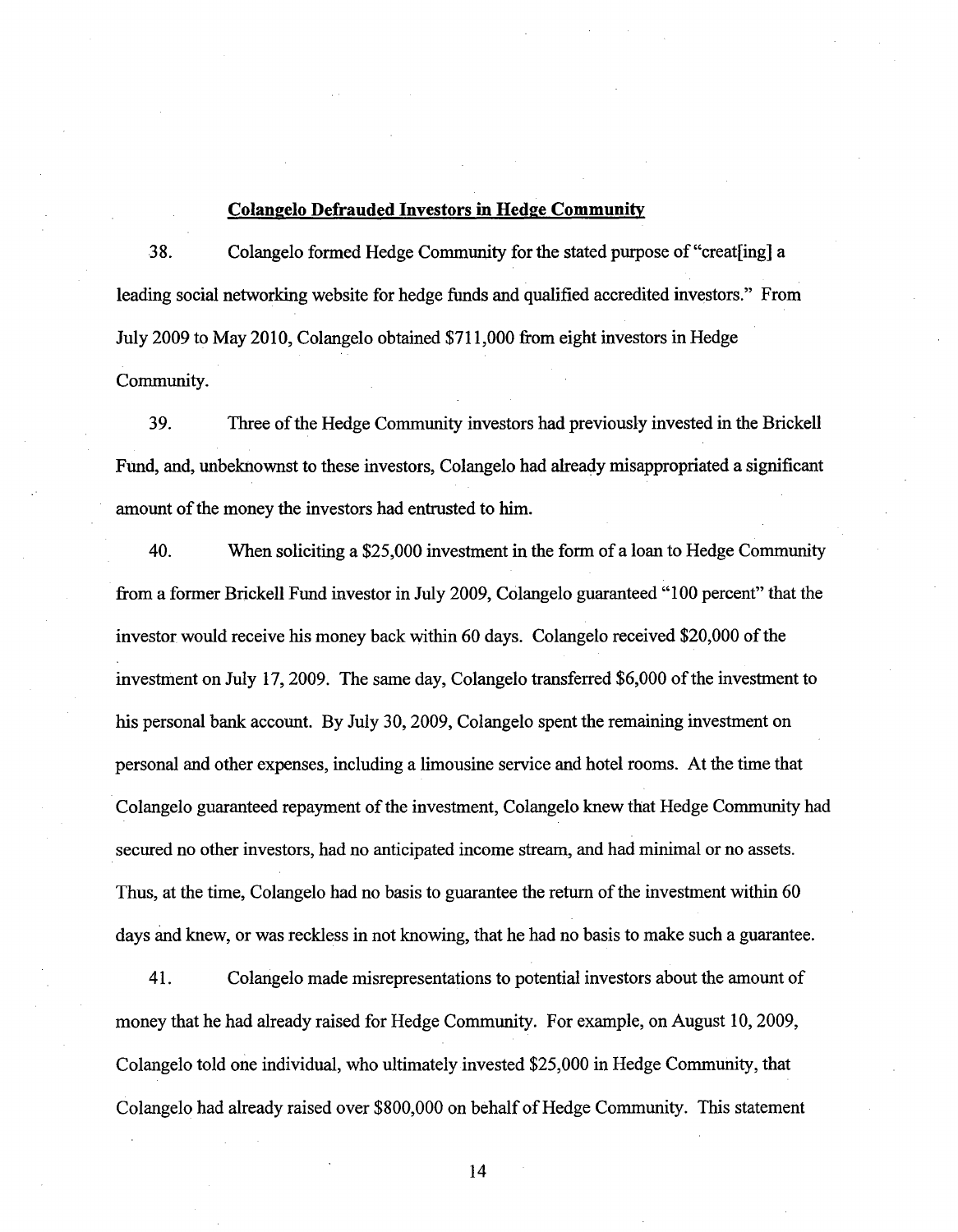**Colangelo Defrauded Investors in Hedge Community**

38. Colangelo formed Hedge Community for the stated purpose of "creat[ing] a leading social networking website for hedge funds and qualified accredited investors." From July 2009 to May 2010, Colangelo obtained $711,000 from eight investors in Hedge Community.

39. Three of the Hedge Community investors had previously invested in the Brickell Fund, and, unbeknownst to these investors, Colangelo had already misappropriated a significant amount of the money the investors had entrusted to him.

40. When soliciting a $25,000 investment in the form of a loan to Hedge Community from a former Brickell Fund investor in July 2009, Colangelo guaranteed "100 percent" that the investor would receive his money back within 60 days. Colangelo received $20,000 of the investment on July 17, 2009. The same day, Colangelo transferred $6,000 of the investment to his personal bank account. By July 30, 2009, Colangelo spent the remaining investment on personal and other expenses, including a limousine service and hotel rooms. At the time that Colangelo guaranteed repayment of the investment, Colangelo knew that Hedge Community had secured no other investors, had no anticipated income stream, and had minimal or no assets. Thus, at the time, Colangelo had no basis to guarantee the return of the investment within 60 days and knew, or was reckless in not knowing, that he had no basis to make such a guarantee.

41. Colangelo made misrepresentations to potential investors about the amount of money that he had already raised for Hedge Community. For example, on August 10, 2009, Colangelo told one individual, who ultimately invested $25,000 in Hedge Community, that Colangelo had already raised over $800,000 on behalf of Hedge Community. This statement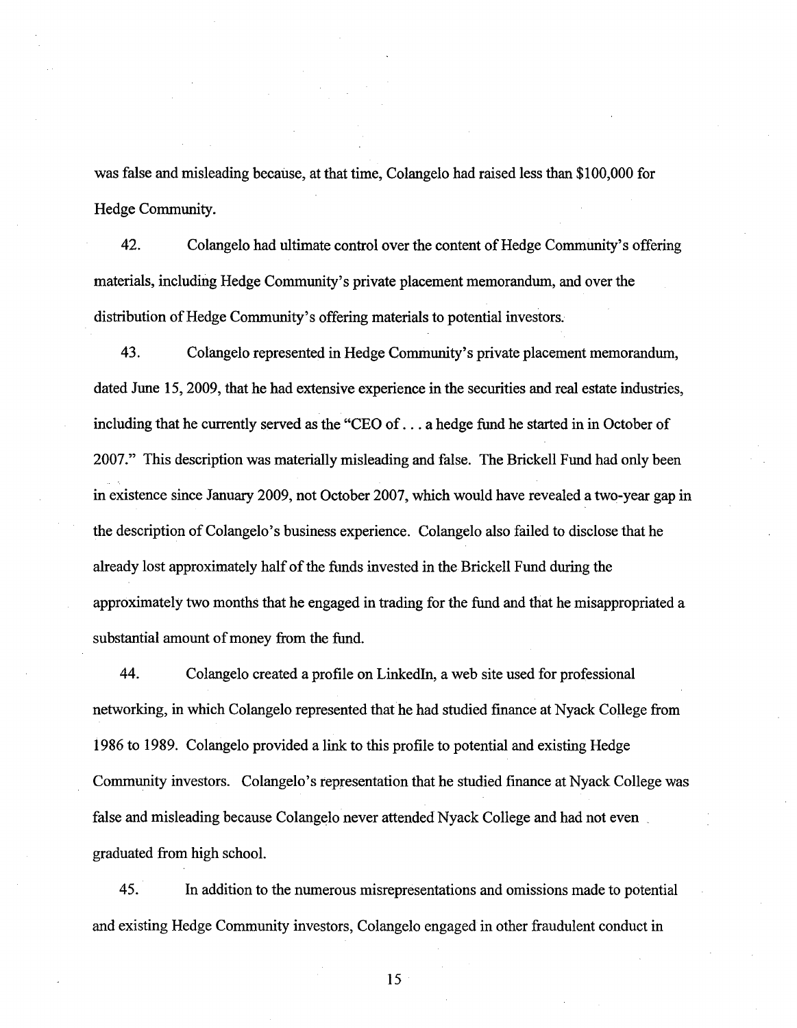was false and misleading because, at that time, Colangelo had raised less than $100,000 for Hedge Community.

42. Colangelo had ultimate control over the content of Hedge Community's offering materials, including Hedge Community's private placement memorandum, and over the distribution of Hedge Community's offering materials to potential investors.

43. Colangelo represented in Hedge Community's private placement memorandum, dated June 15, 2009, that he had extensive experience in the securities and real estate industries, including that he currently served as the "CEO of . . . a hedge fund he started in in October of 2007." This description was materially misleading and false. The Brickell Fund had only been in existence since January 2009, not October 2007, which would have revealed a two-year gap in the description of Colangelo's business experience. Colangelo also failed to disclose that he already lost approximately half of the funds invested in the Brickell Fund during the approximately two months that he engaged in trading for the fund and that he misappropriated a substantial amount of money from the fund.

44. Colangelo created a profile on LinkedIn, a web site used for professional networking, in which Colangelo represented that he had studied finance at Nyack College from 1986 to 1989. Colangelo provided a link to this profile to potential and existing Hedge Community investors. Colangelo's representation that he studied finance at Nyack College was false and misleading because Colangelo never attended Nyack College and had not even graduated from high school.

45. In addition to the numerous misrepresentations and omissions made to potential and existing Hedge Community investors, Colangelo engaged in other fraudulent conduct in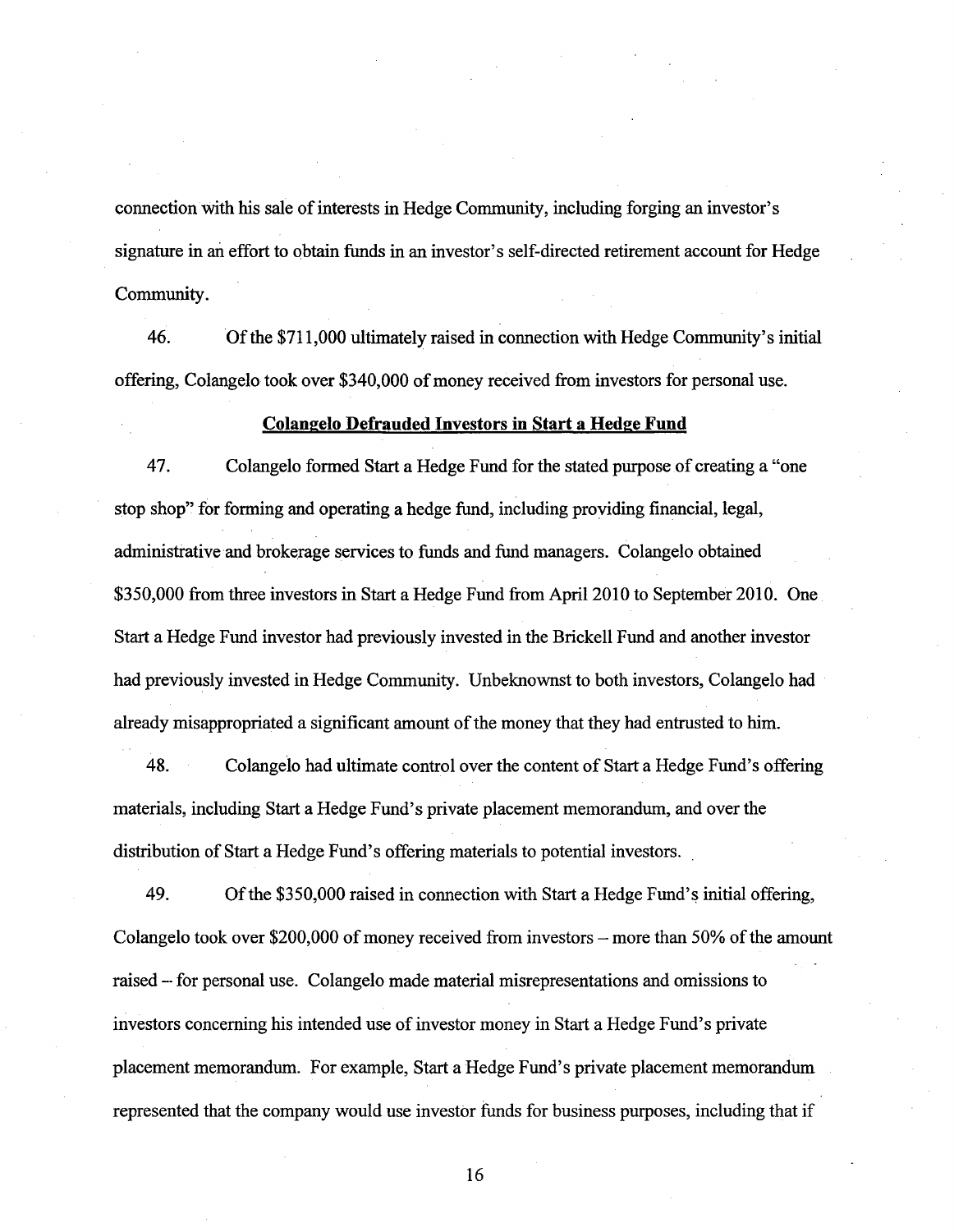connection with his sale of interests in Hedge Community, including forging an investor's signature in an effort to obtain funds in an investor's self-directed retirement account for Hedge Community.

46. Of the $711,000 ultimately raised in connection with Hedge Community's initial offering, Colangelo took over $340,000 of money received from investors for personal use.

**Colangelo Defrauded Investors in Start a Hedge Fund**

47. Colangelo formed Start a Hedge Fund for the stated purpose of creating a "one stop shop" for forming and operating a hedge fund, including providing financial, legal, administrative and brokerage services to funds and fund managers. Colangelo obtained $350,000 from three investors in Start a Hedge Fund from April 2010 to September 2010. One Start a Hedge Fund investor had previously invested in the Brickell Fund and another investor had previously invested in Hedge Community. Unbeknownst to both investors, Colangelo had already misappropriated a significant amount of the money that they had entrusted to him.

48. Colangelo had ultimate control over the content of Start a Hedge Fund's offering materials, including Start a Hedge Fund's private placement memorandum, and over the distribution of Start a Hedge Fund's offering materials to potential investors.

49. Of the $350,000 raised in connection with Start a Hedge Fund's initial offering, Colangelo took over $200,000 of money received from investors – more than 50% of the amount raised – for personal use. Colangelo made material misrepresentations and omissions to investors concerning his intended use of investor money in Start a Hedge Fund's private placement memorandum. For example, Start a Hedge Fund's private placement memorandum represented that the company would use investor funds for business purposes, including that if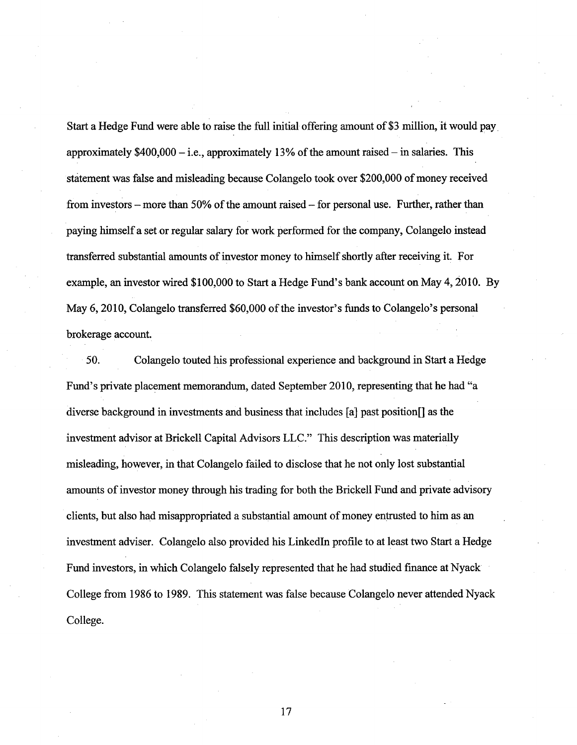Start a Hedge Fund were able to raise the full initial offering amount of $3 million, it would pay approximately $400,000 – i.e., approximately 13% of the amount raised – in salaries. This statement was false and misleading because Colangelo took over $200,000 of money received from investors – more than 50% of the amount raised – for personal use. Further, rather than paying himself a set or regular salary for work performed for the company, Colangelo instead transferred substantial amounts of investor money to himself shortly after receiving it. For example, an investor wired $100,000 to Start a Hedge Fund's bank account on May 4, 2010. By May 6, 2010, Colangelo transferred $60,000 of the investor's funds to Colangelo's personal brokerage account.

50. Colangelo touted his professional experience and background in Start a Hedge Fund's private placement memorandum, dated September 2010, representing that he had "a diverse background in investments and business that includes [a] past position[] as the investment advisor at Brickell Capital Advisors LLC." This description was materially misleading, however, in that Colangelo failed to disclose that he not only lost substantial amounts of investor money through his trading for both the Brickell Fund and private advisory clients, but also had misappropriated a substantial amount of money entrusted to him as an investment adviser. Colangelo also provided his LinkedIn profile to at least two Start a Hedge Fund investors, in which Colangelo falsely represented that he had studied finance at Nyack College from 1986 to 1989. This statement was false because Colangelo never attended Nyack College.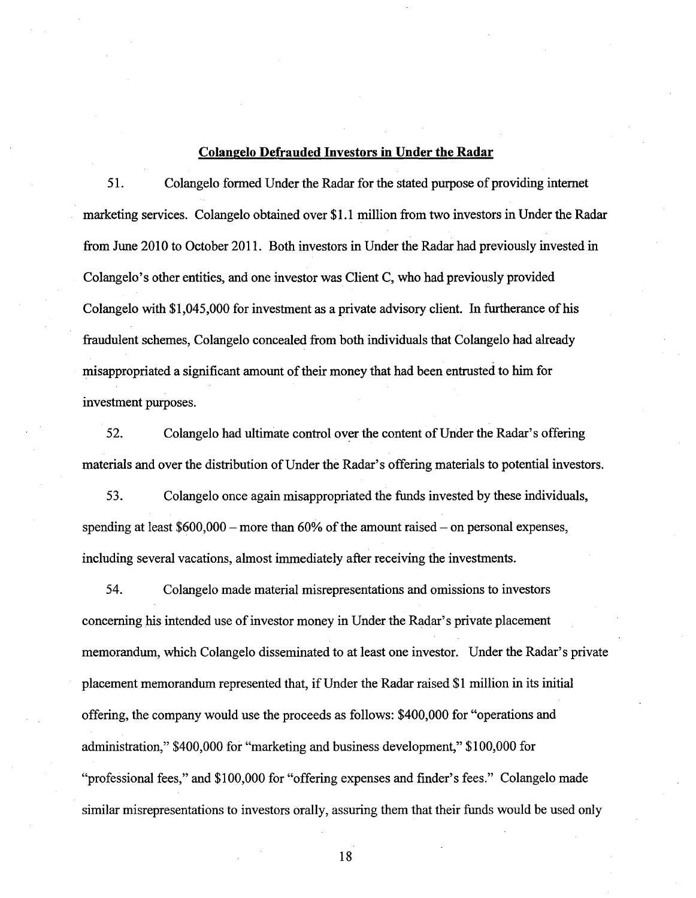**Colangelo Defrauded Investors in Under the Radar**

51. Colangelo formed Under the Radar for the stated purpose of providing internet marketing services. Colangelo obtained over $1.1 million from two investors in Under the Radar from June 2010 to October 2011. Both investors in Under the Radar had previously invested in Colangelo's other entities, and one investor was Client C, who had previously provided Colangelo with $1,045,000 for investment as a private advisory client. In furtherance of his fraudulent schemes, Colangelo concealed from both individuals that Colangelo had already misappropriated a significant amount of their money that had been entrusted to him for investment purposes.

52. Colangelo had ultimate control over the content of Under the Radar's offering materials and over the distribution of Under the Radar's offering materials to potential investors.

53. Colangelo once again misappropriated the funds invested by these individuals, spending at least $600,000 – more than 60% of the amount raised – on personal expenses, including several vacations, almost immediately after receiving the investments.

54. Colangelo made material misrepresentations and omissions to investors concerning his intended use of investor money in Under the Radar's private placement memorandum, which Colangelo disseminated to at least one investor. Under the Radar's private placement memorandum represented that, if Under the Radar raised $1 million in its initial offering, the company would use the proceeds as follows: $400,000 for "operations and administration," $400,000 for "marketing and business development," $100,000 for "professional fees," and $100,000 for "offering expenses and finder's fees." Colangelo made similar misrepresentations to investors orally, assuring them that their funds would be used only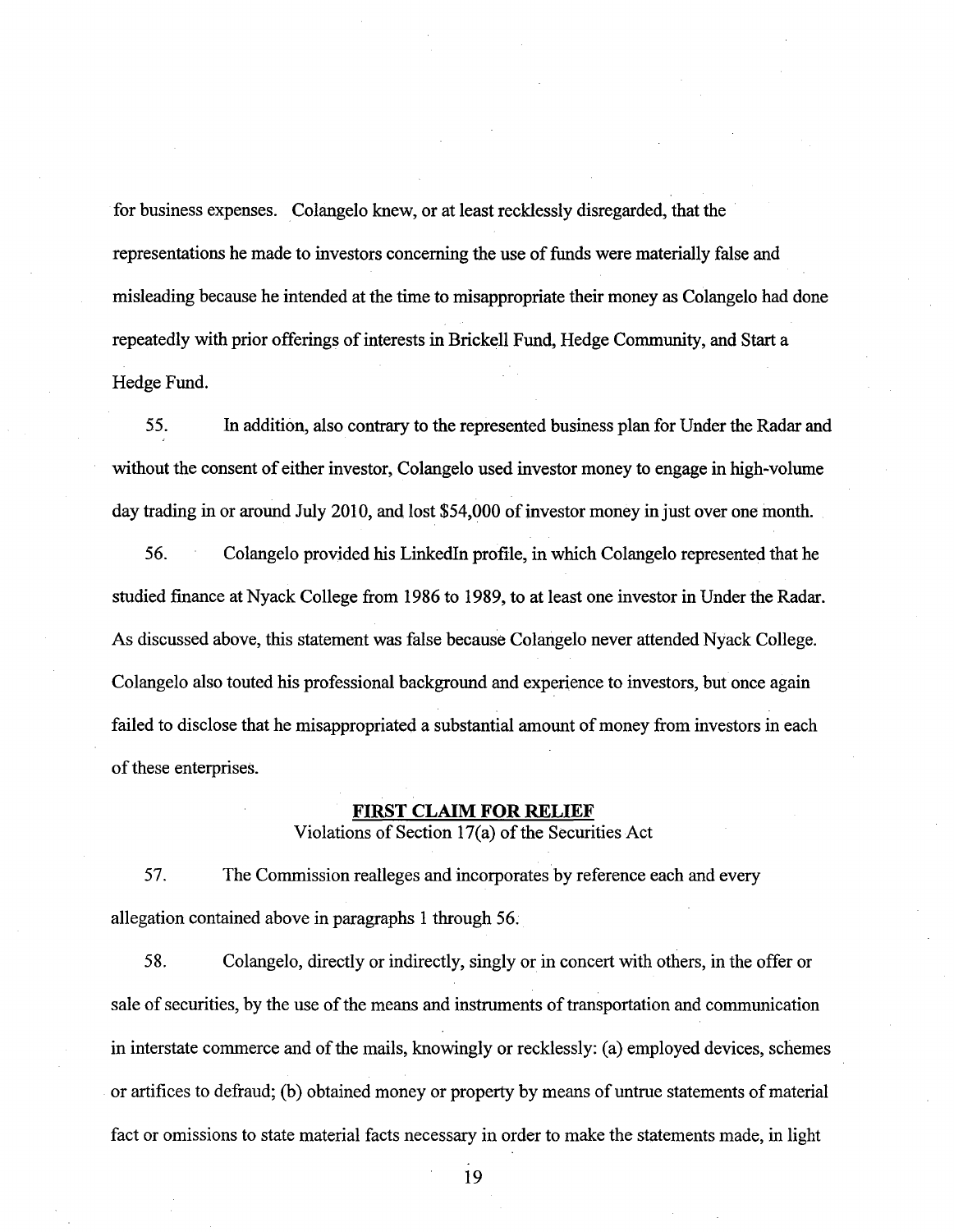for business expenses. Colangelo knew, or at least recklessly disregarded, that the representations he made to investors concerning the use of funds were materially false and misleading because he intended at the time to misappropriate their money as Colangelo had done repeatedly with prior offerings of interests in Brickell Fund, Hedge Community, and Start a Hedge Fund.

55. In addition, also contrary to the represented business plan for Under the Radar and without the consent of either investor, Colangelo used investor money to engage in high-volume day trading in or around July 2010, and lost $54,000 of investor money in just over one month.

56. Colangelo provided his LinkedIn profile, in which Colangelo represented that he studied finance at Nyack College from 1986 to 1989, to at least one investor in Under the Radar. As discussed above, this statement was false because Colangelo never attended Nyack College. Colangelo also touted his professional background and experience to investors, but once again failed to disclose that he misappropriated a substantial amount of money from investors in each of these enterprises.

## FIRST CLAIM FOR RELIEF

Violations of Section 17(a) of the Securities Act

57. The Commission realleges and incorporates by reference each and every allegation contained above in paragraphs 1 through 56.

58. Colangelo, directly or indirectly, singly or in concert with others, in the offer or sale of securities, by the use of the means and instruments of transportation and communication in interstate commerce and of the mails, knowingly or recklessly: (a) employed devices, schemes or artifices to defraud; (b) obtained money or property by means of untrue statements of material fact or omissions to state material facts necessary in order to make the statements made, in light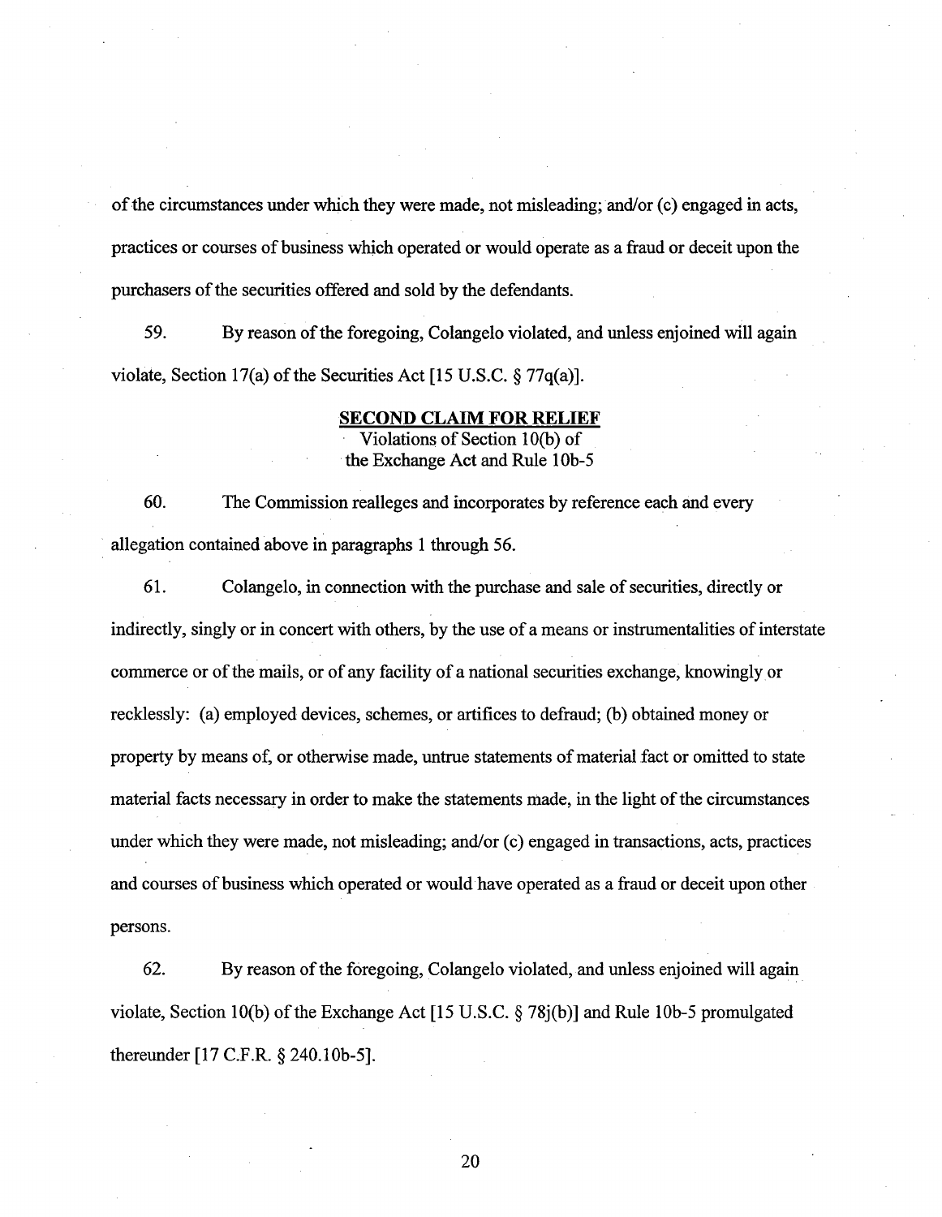of the circumstances under which they were made, not misleading; and/or (c) engaged in acts, practices or courses of business which operated or would operate as a fraud or deceit upon the purchasers of the securities offered and sold by the defendants.

59. By reason of the foregoing, Colangelo violated, and unless enjoined will again violate, Section 17(a) of the Securities Act [15 U.S.C. § 77q(a)].

**SECOND CLAIM FOR RELIEF**
Violations of Section 10(b) of the Exchange Act and Rule 10b-5

60. The Commission realleges and incorporates by reference each and every allegation contained above in paragraphs 1 through 56.

61. Colangelo, in connection with the purchase and sale of securities, directly or indirectly, singly or in concert with others, by the use of a means or instrumentalities of interstate commerce or of the mails, or of any facility of a national securities exchange, knowingly or recklessly: (a) employed devices, schemes, or artifices to defraud; (b) obtained money or property by means of, or otherwise made, untrue statements of material fact or omitted to state material facts necessary in order to make the statements made, in the light of the circumstances under which they were made, not misleading; and/or (c) engaged in transactions, acts, practices and courses of business which operated or would have operated as a fraud or deceit upon other persons.

62. By reason of the foregoing, Colangelo violated, and unless enjoined will again violate, Section 10(b) of the Exchange Act [15 U.S.C. § 78j(b)] and Rule 10b-5 promulgated thereunder [17 C.F.R. § 240.10b-5].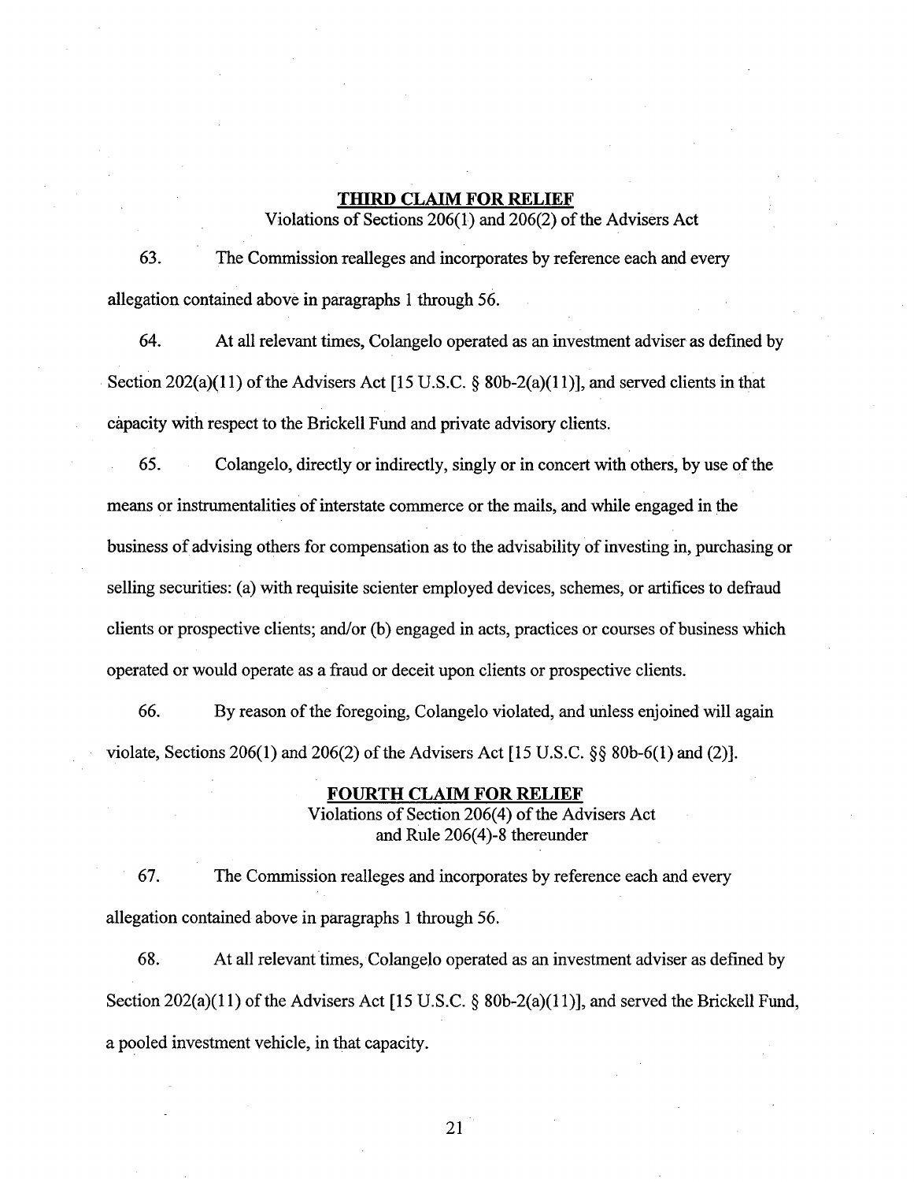## THIRD CLAIM FOR RELIEF

Violations of Sections 206(1) and 206(2) of the Advisers Act

63. The Commission realleges and incorporates by reference each and every allegation contained above in paragraphs 1 through 56.

64. At all relevant times, Colangelo operated as an investment adviser as defined by Section 202(a)(11) of the Advisers Act [15 U.S.C. § 80b-2(a)(11)], and served clients in that capacity with respect to the Brickell Fund and private advisory clients.

65. Colangelo, directly or indirectly, singly or in concert with others, by use of the means or instrumentalities of interstate commerce or the mails, and while engaged in the business of advising others for compensation as to the advisability of investing in, purchasing or selling securities: (a) with requisite scienter employed devices, schemes, or artifices to defraud clients or prospective clients; and/or (b) engaged in acts, practices or courses of business which operated or would operate as a fraud or deceit upon clients or prospective clients.

66. By reason of the foregoing, Colangelo violated, and unless enjoined will again violate, Sections 206(1) and 206(2) of the Advisers Act [15 U.S.C. §§ 80b-6(1) and (2)].

## FOURTH CLAIM FOR RELIEF

Violations of Section 206(4) of the Advisers Act and Rule 206(4)-8 thereunder

67. The Commission realleges and incorporates by reference each and every allegation contained above in paragraphs 1 through 56.

68. At all relevant times, Colangelo operated as an investment adviser as defined by Section 202(a)(11) of the Advisers Act [15 U.S.C. § 80b-2(a)(11)], and served the Brickell Fund, a pooled investment vehicle, in that capacity.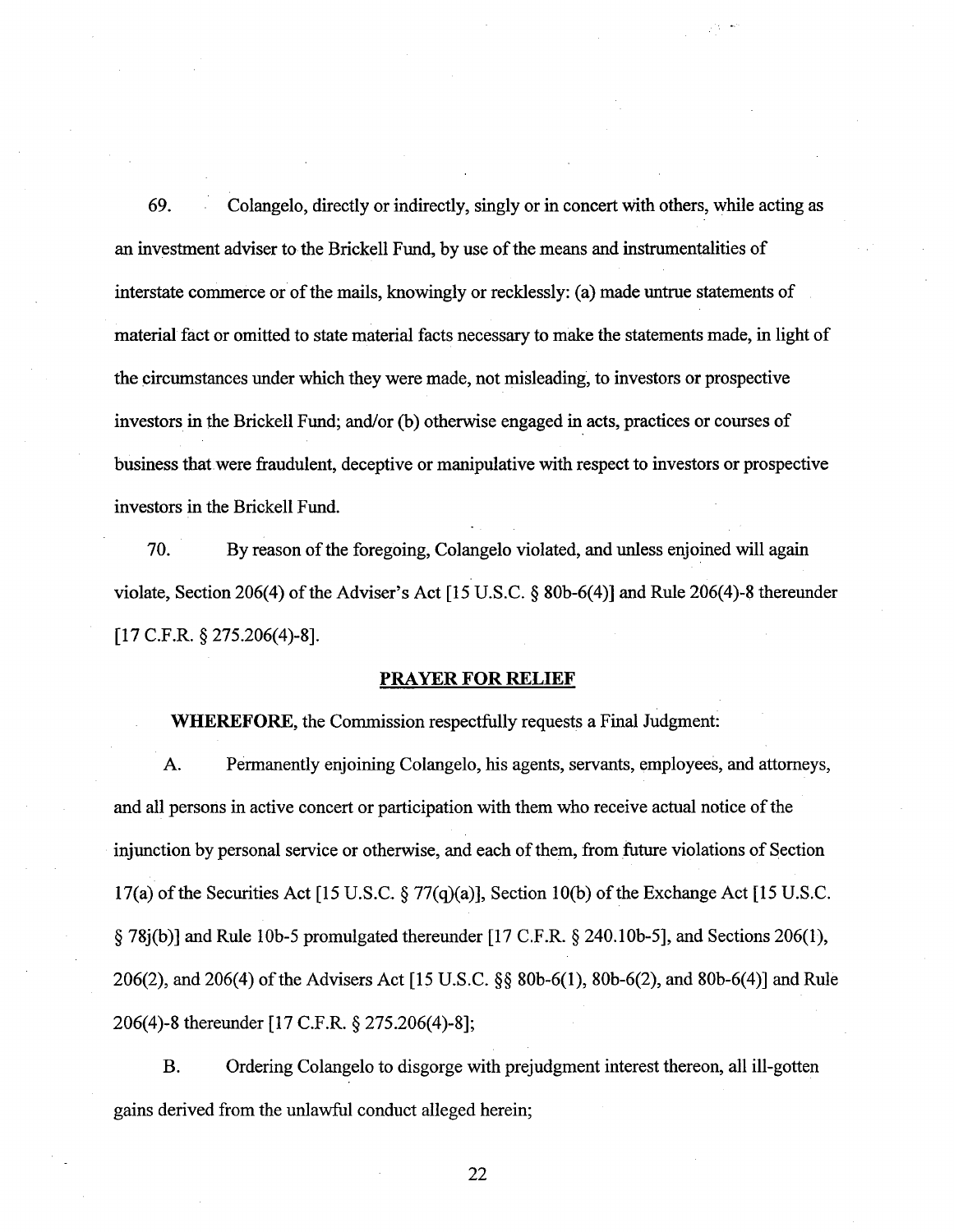69. Colangelo, directly or indirectly, singly or in concert with others, while acting as an investment adviser to the Brickell Fund, by use of the means and instrumentalities of interstate commerce or of the mails, knowingly or recklessly: (a) made untrue statements of material fact or omitted to state material facts necessary to make the statements made, in light of the circumstances under which they were made, not misleading, to investors or prospective investors in the Brickell Fund; and/or (b) otherwise engaged in acts, practices or courses of business that were fraudulent, deceptive or manipulative with respect to investors or prospective investors in the Brickell Fund.

70. By reason of the foregoing, Colangelo violated, and unless enjoined will again violate, Section 206(4) of the Adviser's Act [15 U.S.C. § 80b-6(4)] and Rule 206(4)-8 thereunder [17 C.F.R. § 275.206(4)-8].

## PRAYER FOR RELIEF

**WHEREFORE,** the Commission respectfully requests a Final Judgment:

A. Permanently enjoining Colangelo, his agents, servants, employees, and attorneys, and all persons in active concert or participation with them who receive actual notice of the injunction by personal service or otherwise, and each of them, from future violations of Section 17(a) of the Securities Act [15 U.S.C. § 77(q)(a)], Section 10(b) of the Exchange Act [15 U.S.C. § 78j(b)] and Rule 10b-5 promulgated thereunder [17 C.F.R. § 240.10b-5], and Sections 206(1), 206(2), and 206(4) of the Advisers Act [15 U.S.C. §§ 80b-6(1), 80b-6(2), and 80b-6(4)] and Rule 206(4)-8 thereunder [17 C.F.R. § 275.206(4)-8];

B. Ordering Colangelo to disgorge with prejudgment interest thereon, all ill-gotten gains derived from the unlawful conduct alleged herein;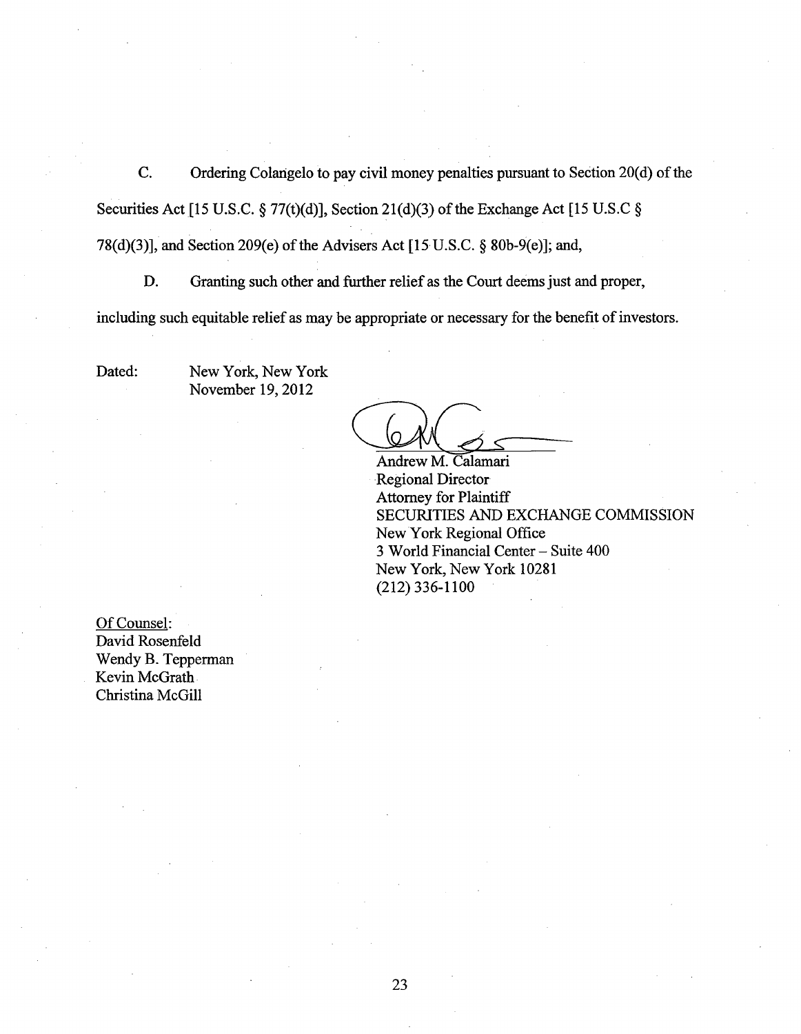C. Ordering Colangelo to pay civil money penalties pursuant to Section 20(d) of the Securities Act [15 U.S.C. § 77(t)(d)], Section 21(d)(3) of the Exchange Act [15 U.S.C § 78(d)(3)], and Section 209(e) of the Advisers Act [15 U.S.C. § 80b-9(e)]; and,

D. Granting such other and further relief as the Court deems just and proper, including such equitable relief as may be appropriate or necessary for the benefit of investors.

Dated: New York, New York
November 19, 2012

Andrew M. Calamari
Regional Director
Attorney for Plaintiff
SECURITIES AND EXCHANGE COMMISSION
New York Regional Office
3 World Financial Center – Suite 400
New York, New York 10281
(212) 336-1100

Of Counsel:
David Rosenfeld
Wendy B. Tepperman
Kevin McGrath
Christina McGill